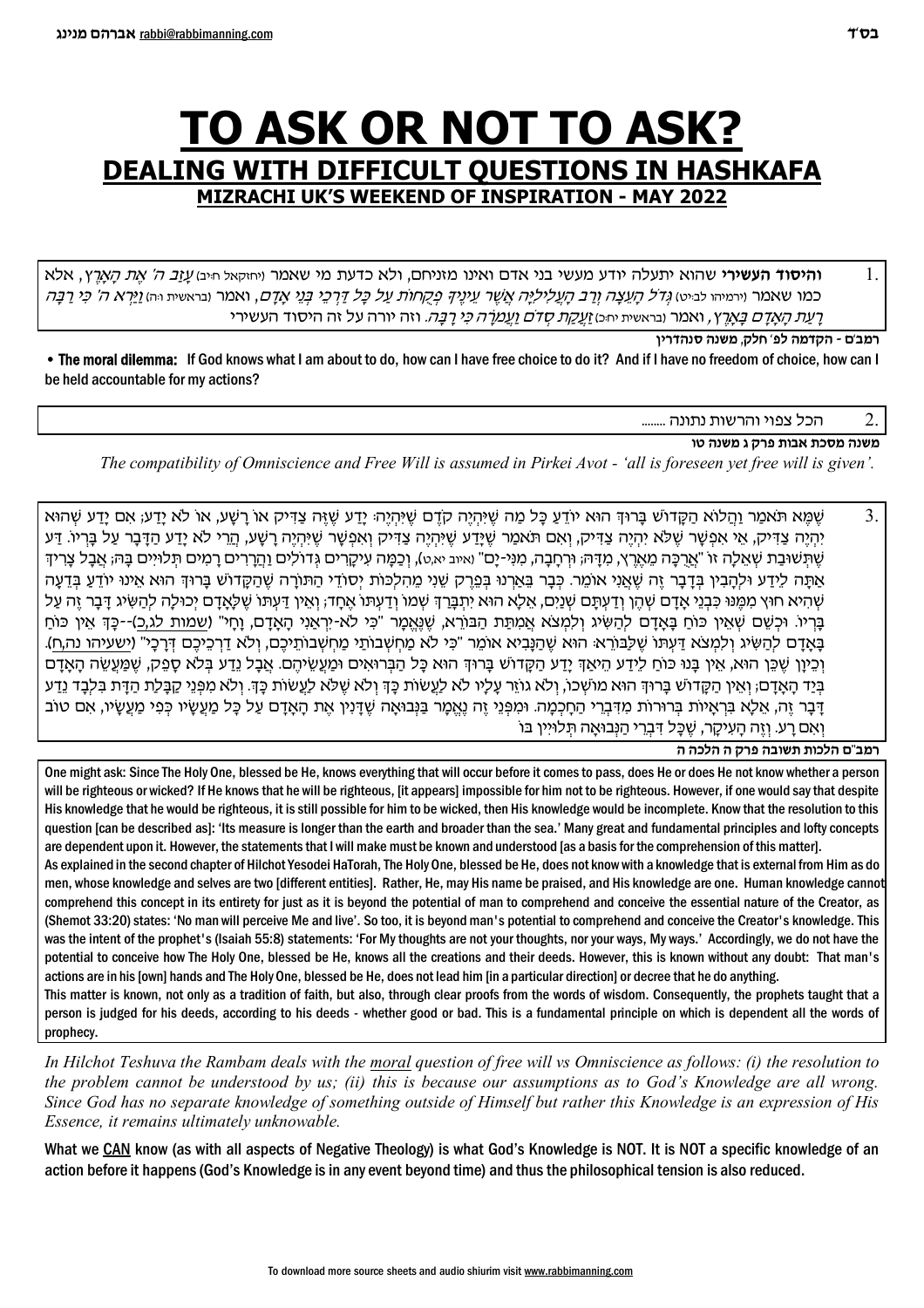# TO ASK OR NOT TO ASK?

## DEALING WITH DIFFICULT QUESTIONS IN HASHKAFA

### MIZRACHI UK'S WEEKEND OF INSPIRATION - MAY 2022

1. **והיסוד העשירי** שהוא יתעלה יודע מעשי בני אדם ואינו מזניחם, ולא כדעת מי שאמר (יחזקאל ח:יב) *עָזַב ה' אֶת הָאָרֶץ*, אלא כמו שאמר (ירמיהו לב:יט) *גְּדֹל הָעֵצָה וְרַב הָעֲלִילִיָּה אֲשֶׁר עֵינֶיךָ פְקֻחוֹת עַל כָּל דַּרְכֵי בְּנֵי אָדָם*, ואמר (בראשית ו:ה) *וַיַּרְא ה' כִּי רַבָּה רָעַת הָאָדָם בָּאָרֶץ*, ואמר (בראשית יח:כ) *זַעֲקַת סְדֹם וַעֲמֹרָה כִּי רָבָּה*. וזה יורה על זה היסוד העשירי

**רמב"ם - הקדמה לפ' חלק, משנה סנהדרין**

• **The moral dilemma:** If God knows what I am about to do, how can I have free choice to do it? And if I have no freedom of choice, how can I be held accountable for my actions?

2. הכל צפוי והרשות נתונה ........

**משנה מסכת אבות פרק ג משנה טו**

*The compatibility of Omniscience and Free Will is assumed in Pirkei Avot - 'all is foreseen yet free will is given'.*

3. שֶׁמָּא תֹּאמַר וַהֲלֹא הַקָּדוֹשׁ בָּרוּךְ הוּא יוֹדֵעַ כָּל מַה שֶּׁיִּהְיֶה קֹדֶם שֶׁיִּהְיֶה: יָדַע שֶׁזֶּה צַדִּיק אוֹ רָשָׁע, אוֹ לֹא יָדַע; אִם יָדַע שֶׁהוּא יִהְיֶה צַדִּיק, אִי אֶפְשָׁר שֶׁלֹּא יִהְיֶה צַדִּיק, וְאִם תֹּאמַר שֶׁיָּדַע שֶׁיִּהְיֶה צַדִּיק וְאֶפְשָׁר שֶׁיִּהְיֶה רָשָׁע, הֲרֵי לֹא יָדַע הַדָּבָר עַל בֻּרְיוֹ. דַּע שֶׁתְּשׁוּבַת שְׁאֵלָה זוֹ "אֲרֻכָּה מֵאֶרֶץ, מִדָּהּ; וּרְחָבָה, מִנִּי-יָם" (איוב יא,ט), וְכַמָּה עִיקָּרִים גְּדוֹלִים וַהֲרָרִים רָמִים תְּלוּיִים בָּהּ; אֲבָל צָרִיךְ אַתָּה לֵידַע וּלְהָבִין בְּדָבָר זֶה שֶׁאֲנִי אוֹמֵר. כְּבָר בֵּאַרְנוּ בְּפֶרֶק שֵׁנִי מֵהִלְכּוֹת יְסוֹדֵי הַתּוֹרָה שֶׁהַקָּדוֹשׁ בָּרוּךְ הוּא אֵינוּ יוֹדֵעַ בְּדֵעָה שֶׁהִיא חוּץ מִמֶּנּוּ כִּבְנֵי אָדָם שֶׁהֵן וְדַעְתָּם שְׁנַיִם, אֵלָא הוּא יִתְבָּרַךְ שְׁמוֹ וְדַעְתּוֹ אֶחָד; וְאֵין דַּעְתּוֹ שֶׁלָּאָדָם יְכוֹלָה לְהַשִּׂיג דָּבָר זֶה עַל בֻּרְיוֹ. וּכְשֵׁם שְׁאֵין כֹּחַ בָּאָדָם לְהַשִּׂיג וְלִמְצֹא אֲמִתַּת הַבּוֹרֵא, שֶׁנֶּאֱמַר "כִּי לֹא-יִרְאַנִי הָאָדָם, וָחָי" (שמות לג,כ)--כָּךְ אֵין כֹּחַ בָּאָדָם לְהַשִּׂיג וְלִמְצֹא דַּעְתּוֹ שֶׁלַּבּוֹרֵא: הוּא שֶׁהַנָּבִיא אוֹמֵר "כִּי לֹא מַחְשְׁבוֹתַי מַחְשְׁבוֹתֵיכֶם, וְלֹא דַרְכֵיכֶם דְּרָכָי" (ישעיהו נה,ח). וְכֵיוָן שֶׁכֵּן הוּא, אֵין בָּנוּ כֹּחַ לֵידַע הֵיאַךְ יָדַע הַקָּדוֹשׁ בָּרוּךְ הוּא כָּל הַבְּרוּאִים וּמַעֲשֵׂיהֶם. אֲבָל נֵדַע בְּלֹא סָפֵק, שֶׁמַּעֲשֵׂה הָאָדָם בְּיַד הָאָדָם; וְאֵין הַקָּדוֹשׁ בָּרוּךְ הוּא מוֹשְׁכוֹ, וְלֹא גוֹזֵר עָלָיו לֹא לַעֲשׂוֹת כָּךְ וְלֹא שֶׁלֹּא לַעֲשׂוֹת כָּךְ. וְלֹא מִפְּנֵי קַבָּלַת הַדָּת בִּלְבַד נֵדַע דָּבָר זֶה, אֵלָא בִּרְאָיוֹת בְּרוּרוֹת מִדִּבְרֵי הַחָכְמָה. וּמִפְּנֵי זֶה נֶאֱמָר בַּנְּבוּאָה שֶׁדָּנִין אֶת הָאָדָם עַל כָּל מַעֲשָׂיו כְּפִי מַעֲשָׂיו, אִם טוֹב וְאִם רָע. וְזֶה הָעִיקָּר, שֶׁכָּל דִּבְרֵי הַנְּבוּאָה תְּלוּיִין בּוֹ

**רמב"ם הלכות תשובה פרק ה הלכה ה**

One might ask: Since The Holy One, blessed be He, knows everything that will occur before it comes to pass, does He or does He not know whether a person will be righteous or wicked? If He knows that he will be righteous, [it appears] impossible for him not to be righteous. However, if one would say that despite His knowledge that he would be righteous, it is still possible for him to be wicked, then His knowledge would be incomplete. Know that the resolution to this question [can be described as]: 'Its measure is longer than the earth and broader than the sea.' Many great and fundamental principles and lofty concepts are dependent upon it. However, the statements that I will make must be known and understood [as a basis for the comprehension of this matter].

As explained in the second chapter of Hilchot Yesodei HaTorah, The Holy One, blessed be He, does not know with a knowledge that is external from Him as do men, whose knowledge and selves are two [different entities]. Rather, He, may His name be praised, and His knowledge are one. Human knowledge cannot comprehend this concept in its entirety for just as it is beyond the potential of man to comprehend and conceive the essential nature of the Creator, as (Shemot 33:20) states: 'No man will perceive Me and live'. So too, it is beyond man's potential to comprehend and conceive the Creator's knowledge. This was the intent of the prophet's (Isaiah 55:8) statements: 'For My thoughts are not your thoughts, nor your ways, My ways.' Accordingly, we do not have the potential to conceive how The Holy One, blessed be He, knows all the creations and their deeds. However, this is known without any doubt: That man's actions are in his [own] hands and The Holy One, blessed be He, does not lead him [in a particular direction] or decree that he do anything.

This matter is known, not only as a tradition of faith, but also, through clear proofs from the words of wisdom. Consequently, the prophets taught that a person is judged for his deeds, according to his deeds - whether good or bad. This is a fundamental principle on which is dependent all the words of prophecy.

*In Hilchot Teshuva the Rambam deals with the* *<u>moral</u>* *question of free will vs Omniscience as follows: (i) the resolution to the problem cannot be understood by us; (ii) this is because our assumptions as to God's Knowledge are all wrong. Since God has no separate knowledge of something outside of Himself but rather this Knowledge is an expression of His Essence, it remains ultimately unknowable.*

What we <u>CAN</u> know (as with all aspects of Negative Theology) is what God's Knowledge is NOT. It is NOT a specific knowledge of an action before it happens (God's Knowledge is in any event beyond time) and thus the philosophical tension is also reduced.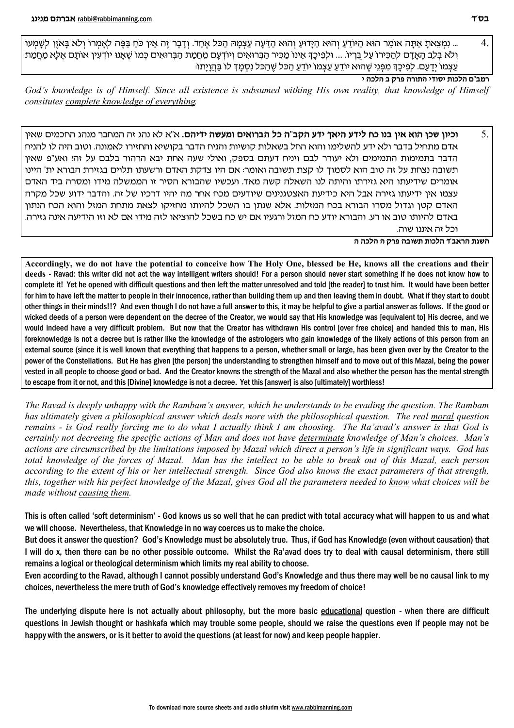4. ... נִמְצֵאתָ אַתָּה אוֹמֵר הוּא הַיּוֹדֵעַ וְהוּא הַיָּדוּעַ וְהוּא הַדֵּעָה עַצְמָהּ הַכֹּל אֶחָד. וְדָבָר זֶה אֵין כֹּחַ בַּפֶּה לְאָמְרוֹ וְלֹא בָּאֹזֶן לְשָׁמְעוֹ וְלֹא בְּלֵב הָאָדָם לְהַכִּירוֹ עַל בֻּרְיוֹ. .... וּלְפִיכָךְ אֵינוֹ מַכִּיר הַבְּרוּאִים וְיוֹדְעָם מֵחֲמַת הַבְּרוּאִים כְּמוֹ שֶׁאָנוּ יוֹדְעִין אוֹתָם אֶלָּא מֵחֲמַת עַצְמוֹ יְדָעָם. לְפִיכָךְ מִפְּנֵי שֶׁהוּא יוֹדֵעַ עַצְמוֹ יוֹדֵעַ הַכֹּל שֶׁהַכֹּל נִסְמָךְ לוֹ בַּהֲוָיָתוֹ:

**רמב"ם הלכות יסודי התורה פרק ב הלכה י**

*God's knowledge is of Himself. Since all existence is subsumed withing His own reality, that knowledge of Himself consitutes complete knowledge of everything.*

5. **וכיון שכן הוא אין בנו כח לידע היאך ידע הקב"ה כל הברואים ומעשה ידיהם.** א"א לא נהג זה המחבר מנהג החכמים שאין אדם מתחיל בדבר ולא ידע להשלימו והוא החל בשאלות קושיות והניח הדבר בקושיא והחזירו לאמונה. וטוב היה לו להניח הדבר בתמימות התמימים ולא יעורר לבם ויניח דעתם בספק, ואולי שעה אחת יבא הרהור בלבם על זה! ואע"פ שאין תשובה נצחת על זה טוב הוא לסמוך לו קצת תשובה ואומר: אם היו צדקת האדם ורשעתו תלוים בגזירת הבורא ית' היינו אומרים שידיעתו היא גזירתו והיתה לנו השאלה קשה מאד. ועכשיו שהבורא הסיר זו הממשלה מידו ומסרה ביד האדם עצמו אין ידיעתו גזירה אבל היא כידיעת האצטגננים שיודעים מכח אחר מה יהיו דרכיו של זה. והדבר ידוע שכל מקרה האדם קטן וגדול מסרו הבורא בכח המזלות. אלא שנתן בו השכל להיותו מחזיקו לצאת מתחת המזל והוא הכח הנתון באדם להיותו טוב או רע. והבורא יודע כח המזל ורגעיו אם יש כח בשכל להוציאו לזה מידו אם לא וזו הידיעה אינה גזירה. וכל זה איננו שוה.

**השגת הראב"ד הלכות תשובה פרק ה הלכה ה**

**Accordingly, we do not have the potential to conceive how The Holy One, blessed be He, knows all the creations and their deeds** - Ravad: this writer did not act the way intelligent writers should! For a person should never start something if he does not know how to complete it! Yet he opened with difficult questions and then left the matter unresolved and told [the reader] to trust him. It would have been better for him to have left the matter to people in their innocence, rather than building them up and then leaving them in doubt. What if they start to doubt other things in their minds!!? And even though I do not have a full answer to this, it may be helpful to give a partial answer as follows. If the good or wicked deeds of a person were dependent on the decree of the Creator, we would say that His knowledge was [equivalent to] His decree, and we would indeed have a very difficult problem. But now that the Creator has withdrawn His control [over free choice] and handed this to man, His foreknowledge is not a decree but is rather like the knowledge of the astrologers who gain knowledge of the likely actions of this person from an external source (since it is well known that everything that happens to a person, whether small or large, has been given over by the Creator to the power of the Constellations. But He has given [the person] the understanding to strengthen himself and to move out of this Mazal, being the power vested in all people to choose good or bad. And the Creator knowns the strength of the Mazal and also whether the person has the mental strength to escape from it or not, and this [Divine] knowledge is not a decree. Yet this [answer] is also [ultimately] worthless!

*The Ravad is deeply unhappy with the Rambam's answer, which he understands to be evading the question. The Rambam has ultimately given a philosophical answer which deals more with the philosophical question. The real moral question remains - is God really forcing me to do what I actually think I am choosing. The Ra'avad's answer is that God is certainly not decreeing the specific actions of Man and does not have determinate knowledge of Man's choices. Man's actions are circumscribed by the limitations imposed by Mazal which direct a person's life in significant ways. God has total knowledge of the forces of Mazal. Man has the intellect to be able to break out of this Mazal, each person according to the extent of his or her intellectual strength. Since God also knows the exact parameters of that strength, this, together with his perfect knowledge of the Mazal, gives God all the parameters needed to know what choices will be made without causing them.*

This is often called 'soft determinism' - God knows us so well that he can predict with total accuracy what will happen to us and what we will choose. Nevertheless, that Knowledge in no way coerces us to make the choice.

But does it answer the question? God's Knowledge must be absolutely true. Thus, if God has Knowledge (even without causation) that I will do x, then there can be no other possible outcome. Whilst the Ra'avad does try to deal with causal determinism, there still remains a logical or theological determinism which limits my real ability to choose.

Even according to the Ravad, although I cannot possibly understand God's Knowledge and thus there may well be no causal link to my choices, nevertheless the mere truth of God's knowledge effectively removes my freedom of choice!

The underlying dispute here is not actually about philosophy, but the more basic educational question - when there are difficult questions in Jewish thought or hashkafa which may trouble some people, should we raise the questions even if people may not be happy with the answers, or is it better to avoid the questions (at least for now) and keep people happier.